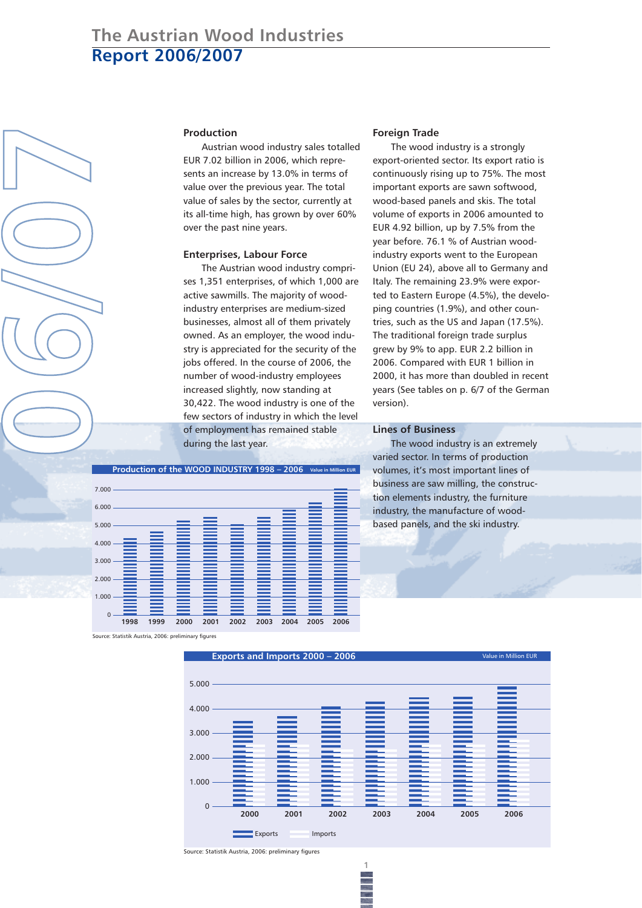# The Austrian Wood Industries

# Report 2006/2007

## Production

Austrian wood industry sales totalled EUR 7.02 billion in 2006, which represents an increase by 13.0% in terms of value over the previous year. The total value of sales by the sector, currently at its all-time high, has grown by over 60% over the past nine years.

## Enterprises, Labour Force

The Austrian wood industry comprises 1,351 enterprises, of which 1,000 are active sawmills. The majority of wood-industry enterprises are medium-sized businesses, almost all of them privately owned. As an employer, the wood industry is appreciated for the security of the jobs offered. In the course of 2006, the number of wood-industry employees increased slightly, now standing at 30,422. The wood industry is one of the few sectors of industry in which the level of employment has remained stable during the last year.

## Foreign Trade

The wood industry is a strongly export-oriented sector. Its export ratio is continuously rising up to 75%. The most important exports are sawn softwood, wood-based panels and skis. The total volume of exports in 2006 amounted to EUR 4.92 billion, up by 7.5% from the year before. 76.1 % of Austrian wood-industry exports went to the European Union (EU 24), above all to Germany and Italy. The remaining 23.9% were exported to Eastern Europe (4.5%), the developing countries (1.9%), and other countries, such as the US and Japan (17.5%). The traditional foreign trade surplus grew by 9% to app. EUR 2.2 billion in 2006. Compared with EUR 1 billion in 2000, it has more than doubled in recent years (See tables on p. 6/7 of the German version).

## Lines of Business

The wood industry is an extremely varied sector. In terms of production volumes, it's most important lines of business are saw milling, the construction elements industry, the furniture industry, the manufacture of wood-based panels, and the ski industry.

**Production of the WOOD INDUSTRY 1998 – 2006** (Value in Million EUR)

Bar chart; y-axis: 0 – 7.000; years 1998, 1999, 2000, 2001, 2002, 2003, 2004, 2005, 2006.

Source: Statistik Austria, 2006: preliminary figures

**Exports and Imports 2000 – 2006** (Value in Million EUR)

Bar chart; y-axis: 0 – 5.000; years 2000, 2001, 2002, 2003, 2004, 2005, 2006; legend: Exports, Imports.

Source: Statistik Austria, 2006: preliminary figures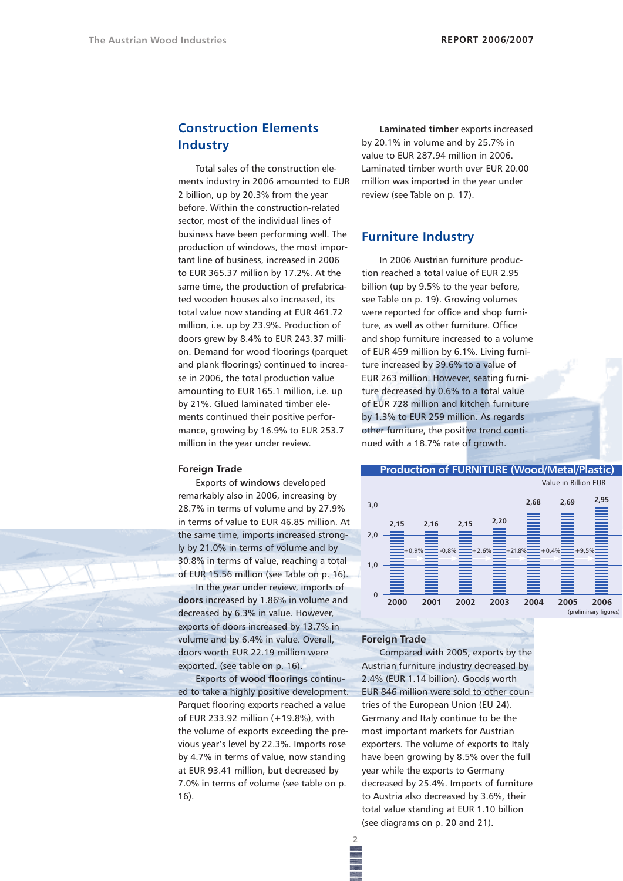## Construction Elements Industry

Total sales of the construction elements industry in 2006 amounted to EUR 2 billion, up by 20.3% from the year before. Within the construction-related sector, most of the individual lines of business have been performing well. The production of windows, the most important line of business, increased in 2006 to EUR 365.37 million by 17.2%. At the same time, the production of prefabricated wooden houses also increased, its total value now standing at EUR 461.72 million, i.e. up by 23.9%. Production of doors grew by 8.4% to EUR 243.37 million. Demand for wood floorings (parquet and plank floorings) continued to increase in 2006, the total production value amounting to EUR 165.1 million, i.e. up by 21%. Glued laminated timber elements continued their positive performance, growing by 16.9% to EUR 253.7 million in the year under review.

### Foreign Trade

Exports of **windows** developed remarkably also in 2006, increasing by 28.7% in terms of volume and by 27.9% in terms of value to EUR 46.85 million. At the same time, imports increased strongly by 21.0% in terms of volume and by 30.8% in terms of value, reaching a total of EUR 15.56 million (see Table on p. 16).

In the year under review, imports of **doors** increased by 1.86% in volume and decreased by 6.3% in value. However, exports of doors increased by 13.7% in volume and by 6.4% in value. Overall, doors worth EUR 22.19 million were exported. (see table on p. 16).

Exports of **wood floorings** continued to take a highly positive development. Parquet flooring exports reached a value of EUR 233.92 million (+19.8%), with the volume of exports exceeding the previous year's level by 22.3%. Imports rose by 4.7% in terms of value, now standing at EUR 93.41 million, but decreased by 7.0% in terms of volume (see table on p. 16).

**Laminated timber** exports increased by 20.1% in volume and by 25.7% in value to EUR 287.94 million in 2006. Laminated timber worth over EUR 20.00 million was imported in the year under review (see Table on p. 17).

## Furniture Industry

In 2006 Austrian furniture production reached a total value of EUR 2.95 billion (up by 9.5% to the year before, see Table on p. 19). Growing volumes were reported for office and shop furniture, as well as other furniture. Office and shop furniture increased to a volume of EUR 459 million by 6.1%. Living furniture increased by 39.6% to EUR 263 million. However, seating furniture decreased by 0.6% to a total value of EUR 728 million and kitchen furniture by 1.3% to EUR 259 million. As regards other furniture, the positive trend continued with a 18.7% rate of growth.

**Production of FURNITURE (Wood/Metal/Plastic)**

Value in Billion EUR

| Year | Value | Change |
|---|---|---|
| 2000 | 2,15 | |
| 2001 | 2,16 | +0,9% |
| 2002 | 2,15 | -0,8% |
| 2003 | 2,20 | +2,6% |
| 2004 | 2,68 | +21,8% |
| 2005 | 2,69 | +0,4% |
| 2006 (preliminary figures) | 2,95 | +9,5% |

### Foreign Trade

Compared with 2005, exports by the Austrian furniture industry decreased by 2.4% (EUR 1.14 billion). Goods worth EUR 846 million were sold to other countries of the European Union (EU 24). Germany and Italy continue to be the most important markets for Austrian exporters. The volume of exports to Italy have been growing by 8.5% over the full year while the exports to Germany decreased by 25.4%. Imports of furniture to Austria also decreased by 3.6%, their total value standing at EUR 1.10 billion (see diagrams on p. 20 and 21).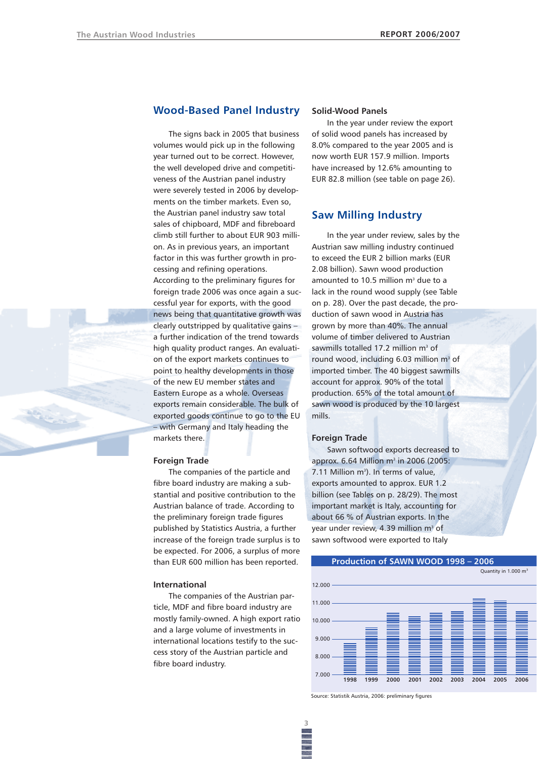## Wood-Based Panel Industry

The signs back in 2005 that business volumes would pick up in the following year turned out to be correct. However, the well developed drive and competitiveness of the Austrian panel industry were severely tested in 2006 by developments on the timber markets. Even so, the Austrian panel industry saw total sales of chipboard, MDF and fibreboard climb still further to about EUR 903 million. As in previous years, an important factor in this was further growth in processing and refining operations. According to the preliminary figures for foreign trade 2006 was once again a successful year for exports, with the good news being that quantitative growth was clearly outstripped by qualitative gains – a further indication of the trend towards high quality product ranges. An evaluation of the export markets continues to point to healthy developments in those of the new EU member states and Eastern Europe as a whole. Overseas exports remain considerable. The bulk of exported goods continue to go to the EU – with Germany and Italy heading the markets there.

### Foreign Trade

The companies of the particle and fibre board industry are making a substantial and positive contribution to the Austrian balance of trade. According to the preliminary foreign trade figures published by Statistics Austria, a further increase of the foreign trade surplus is to be expected. For 2006, a surplus of more than EUR 600 million has been reported.

### International

The companies of the Austrian particle, MDF and fibre board industry are mostly family-owned. A high export ratio and a large volume of investments in international locations testify to the success story of the Austrian particle and fibre board industry.

### Solid-Wood Panels

In the year under review the export of solid wood panels has increased by 8.0% compared to the year 2005 and is now worth EUR 157.9 million. Imports have increased by 12.6% amounting to EUR 82.8 million (see table on page 26).

## Saw Milling Industry

In the year under review, sales by the Austrian saw milling industry continued to exceed the EUR 2 billion marks (EUR 2.08 billion). Sawn wood production amounted to 10.5 million $m^3$ due to a lack in the round wood supply (see Table on p. 28). Over the past decade, the production of sawn wood in Austria has grown by more than 40%. The annual volume of timber delivered to Austrian sawmills totalled 17.2 million $m^3$ of round wood, including 6.03 million $m^3$ of imported timber. The 40 biggest sawmills account for approx. 90% of the total production. 65% of the total amount of sawn wood is produced by the 10 largest mills.

### Foreign Trade

Sawn softwood exports decreased to approx. 6.64 Million $m^3$ in 2006 (2005: 7.11 Million $m^3$). In terms of value, exports amounted to approx. EUR 1.2 billion (see Tables on p. 28/29). The most important market is Italy, accounting for about 66 % of Austrian exports. In the year under review, 4.39 million $m^3$ of sawn softwood were exported to Italy

**Production of SAWN WOOD 1998 – 2006**

Quantity in 1.000 $m^3$

Bar chart, y-axis 7.000 – 12.000; years 1998, 1999, 2000, 2001, 2002, 2003, 2004, 2005, 2006.

Source: Statistik Austria, 2006: preliminary figures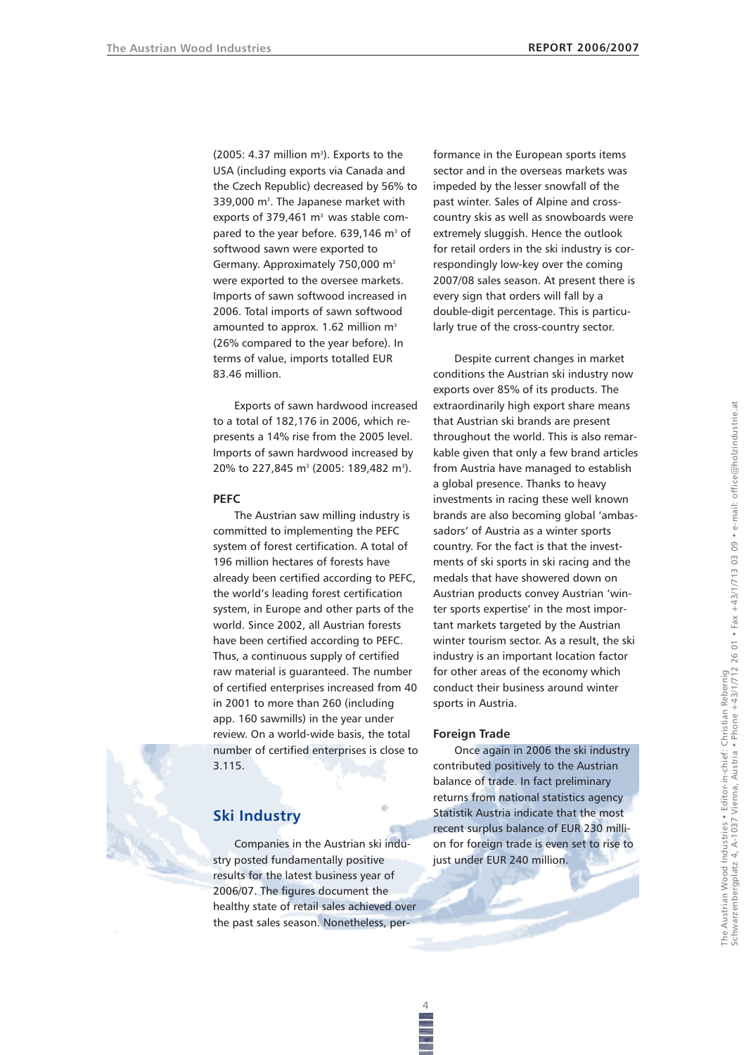(2005: 4.37 million m³). Exports to the USA (including exports via Canada and the Czech Republic) decreased by 56% to 339,000 m³. The Japanese market with exports of 379,461 m³ was stable compared to the year before. 639,146 m³ of softwood sawn were exported to Germany. Approximately 750,000 m³ were exported to the oversee markets. Imports of sawn softwood increased in 2006. Total imports of sawn softwood amounted to approx. 1.62 million m³ (26% compared to the year before). In terms of value, imports totalled EUR 83.46 million.

Exports of sawn hardwood increased to a total of 182,176 in 2006, which represents a 14% rise from the 2005 level. Imports of sawn hardwood increased by 20% to 227,845 m³ (2005: 189,482 m³).

### PEFC

The Austrian saw milling industry is committed to implementing the PEFC system of forest certification. A total of 196 million hectares of forests have already been certified according to PEFC, the world's leading forest certification system, in Europe and other parts of the world. Since 2002, all Austrian forests have been certified according to PEFC. Thus, a continuous supply of certified raw material is guaranteed. The number of certified enterprises increased from 40 in 2001 to more than 260 (including app. 160 sawmills) in the year under review. On a world-wide basis, the total number of certified enterprises is close to 3.115.

## Ski Industry

Companies in the Austrian ski industry posted fundamentally positive results for the latest business year of 2006/07. The figures document the healthy state of retail sales achieved over the past sales season. Nonetheless, performance in the European sports items sector and in the overseas markets was impeded by the lesser snowfall of the past winter. Sales of Alpine and cross-country skis as well as snowboards were extremely sluggish. Hence the outlook for retail orders in the ski industry is correspondingly low-key over the coming 2007/08 sales season. At present there is every sign that orders will fall by a double-digit percentage. This is particularly true of the cross-country sector.

Despite current changes in market conditions the Austrian ski industry now exports over 85% of its products. The extraordinarily high export share means that Austrian ski brands are present throughout the world. This is also remarkable given that only a few brand articles from Austria have managed to establish a global presence. Thanks to heavy investments in racing these well known brands are also becoming global 'ambassadors' of Austria as a winter sports country. For the fact is that the investments of ski sports in ski racing and the medals that have showered down on Austrian products convey Austrian 'winter sports expertise' in the most important markets targeted by the Austrian winter tourism sector. As a result, the ski industry is an important location factor for other areas of the economy which conduct their business around winter sports in Austria.

### Foreign Trade

Once again in 2006 the ski industry contributed positively to the Austrian balance of trade. In fact preliminary returns from national statistics agency Statistik Austria indicate that the most recent surplus balance of EUR 230 million for foreign trade is even set to rise to just under EUR 240 million.